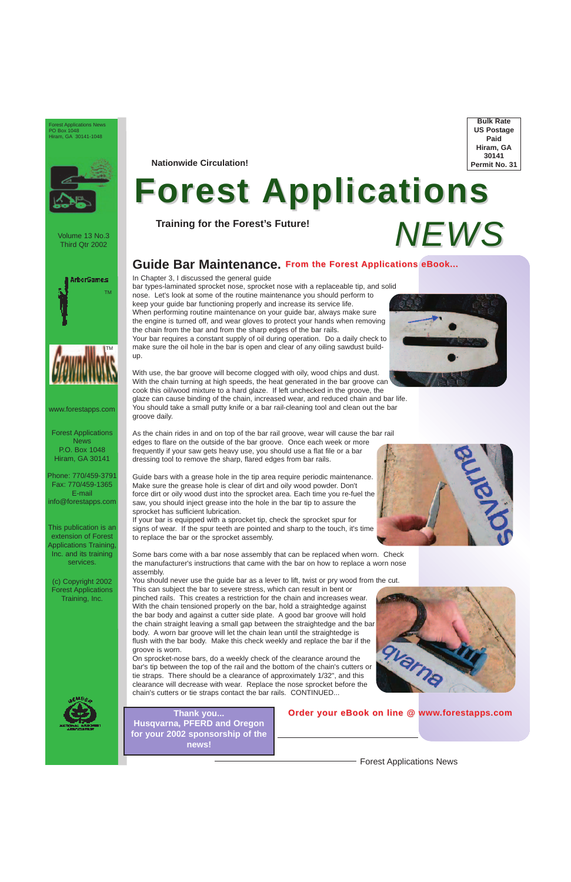Forest Applications News
PO Box 1048
Hiram, GA 30141-1048

Bulk Rate
US Postage
Paid
Hiram, GA
30141
Permit No. 31

Nationwide Circulation!

# Forest Applications NEWS

**Training for the Forest's Future!**

Volume 13 No.3
Third Qtr 2002

ArborGames™

GroundWorks™

www.forestapps.com

Forest Applications News
P.O. Box 1048
Hiram, GA 30141

Phone: 770/459-3791
Fax: 770/459-1365
E-mail
info@forestapps.com

This publication is an extension of Forest Applications Training, Inc. and its training services.

(c) Copyright 2002
Forest Applications Training, Inc.

## Guide Bar Maintenance. From the Forest Applications eBook...

In Chapter 3, I discussed the general guide bar types-laminated sprocket nose, sprocket nose with a replaceable tip, and solid nose. Let's look at some of the routine maintenance you should perform to keep your guide bar functioning properly and increase its service life.

When performing routine maintenance on your guide bar, always make sure the engine is turned off, and wear gloves to protect your hands when removing the chain from the bar and from the sharp edges of the bar rails.

Your bar requires a constant supply of oil during operation. Do a daily check to make sure the oil hole in the bar is open and clear of any oiling sawdust build-up.

With use, the bar groove will become clogged with oily, wood chips and dust. With the chain turning at high speeds, the heat generated in the bar groove can cook this oil/wood mixture to a hard glaze. If left unchecked in the groove, the glaze can cause binding of the chain, increased wear, and reduced chain and bar life. You should take a small putty knife or a bar rail-cleaning tool and clean out the bar groove daily.

As the chain rides in and on top of the bar rail groove, wear will cause the bar rail edges to flare on the outside of the bar groove. Once each week or more frequently if your saw gets heavy use, you should use a flat file or a bar dressing tool to remove the sharp, flared edges from bar rails.

Guide bars with a grease hole in the tip area require periodic maintenance. Make sure the grease hole is clear of dirt and oily wood powder. Don't force dirt or oily wood dust into the sprocket area. Each time you re-fuel the saw, you should inject grease into the hole in the bar tip to assure the sprocket has sufficient lubrication.

If your bar is equipped with a sprocket tip, check the sprocket spur for signs of wear. If the spur teeth are pointed and sharp to the touch, it's time to replace the bar or the sprocket assembly.

Some bars come with a bar nose assembly that can be replaced when worn. Check the manufacturer's instructions that came with the bar on how to replace a worn nose assembly.

You should never use the guide bar as a lever to lift, twist or pry wood from the cut. This can subject the bar to severe stress, which can result in bent or pinched rails. This creates a restriction for the chain and increases wear.

With the chain tensioned properly on the bar, hold a straightedge against the bar body and against a cutter side plate. A good bar groove will hold the chain straight leaving a small gap between the straightedge and the bar body. A worn bar groove will let the chain lean until the straightedge is flush with the bar body. Make this check weekly and replace the bar if the groove is worn.

On sprocket-nose bars, do a weekly check of the clearance around the bar's tip between the top of the rail and the bottom of the chain's cutters or tie straps. There should be a clearance of approximately 1/32", and this clearance will decrease with wear. Replace the nose sprocket before the chain's cutters or tie straps contact the bar rails. CONTINUED...

**Thank you... Husqvarna, PFERD and Oregon for your 2002 sponsorship of the news!**

**Order your eBook on line @ www.forestapps.com**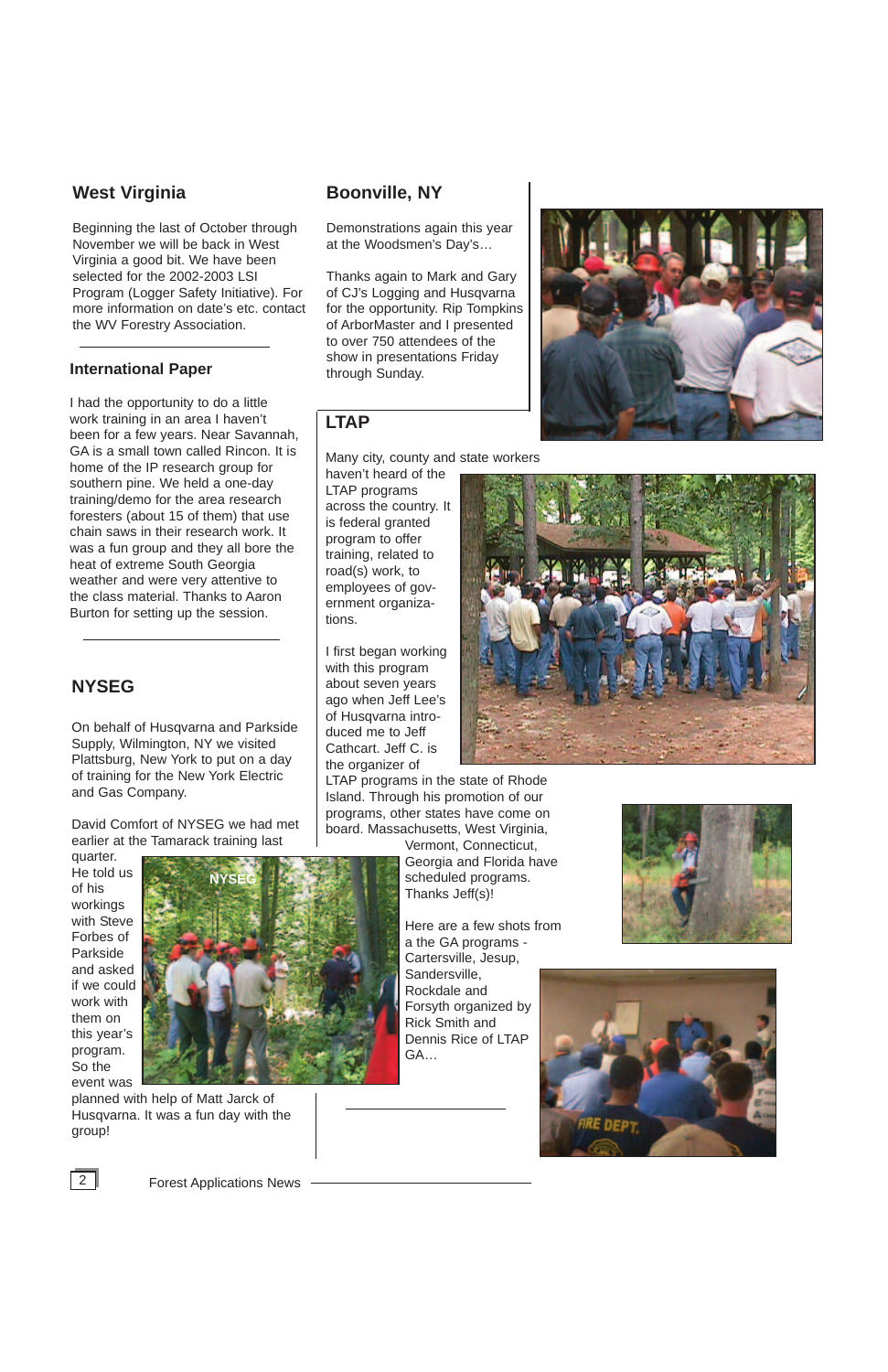## West Virginia

Beginning the last of October through November we will be back in West Virginia a good bit. We have been selected for the 2002-2003 LSI Program (Logger Safety Initiative). For more information on date's etc. contact the WV Forestry Association.

### International Paper

I had the opportunity to do a little work training in an area I haven't been for a few years. Near Savannah, GA is a small town called Rincon. It is home of the IP research group for southern pine. We held a one-day training/demo for the area research foresters (about 15 of them) that use chain saws in their research work. It was a fun group and they all bore the heat of extreme South Georgia weather and were very attentive to the class material. Thanks to Aaron Burton for setting up the session.

## NYSEG

On behalf of Husqvarna and Parkside Supply, Wilmington, NY we visited Plattsburg, New York to put on a day of training for the New York Electric and Gas Company.

David Comfort of NYSEG we had met earlier at the Tamarack training last quarter. He told us of his workings with Steve Forbes of Parkside and asked if we could work with them on this year's program. So the event was planned with help of Matt Jarck of Husqvarna. It was a fun day with the group!

NYSEG

## Boonville, NY

Demonstrations again this year at the Woodsmen's Day's…

Thanks again to Mark and Gary of CJ's Logging and Husqvarna for the opportunity. Rip Tompkins of ArborMaster and I presented to over 750 attendees of the show in presentations Friday through Sunday.

## LTAP

Many city, county and state workers haven't heard of the LTAP programs across the country. It is federal granted program to offer training, related to road(s) work, to employees of government organizations.

I first began working with this program about seven years ago when Jeff Lee's of Husqvarna introduced me to Jeff Cathcart. Jeff C. is the organizer of LTAP programs in the state of Rhode Island. Through his promotion of our programs, other states have come on board. Massachusetts, West Virginia, Vermont, Connecticut, Georgia and Florida have scheduled programs. Thanks Jeff(s)!

Here are a few shots from a the GA programs - Cartersville, Jesup, Sandersville, Rockdale and Forsyth organized by Rick Smith and Dennis Rice of LTAP GA…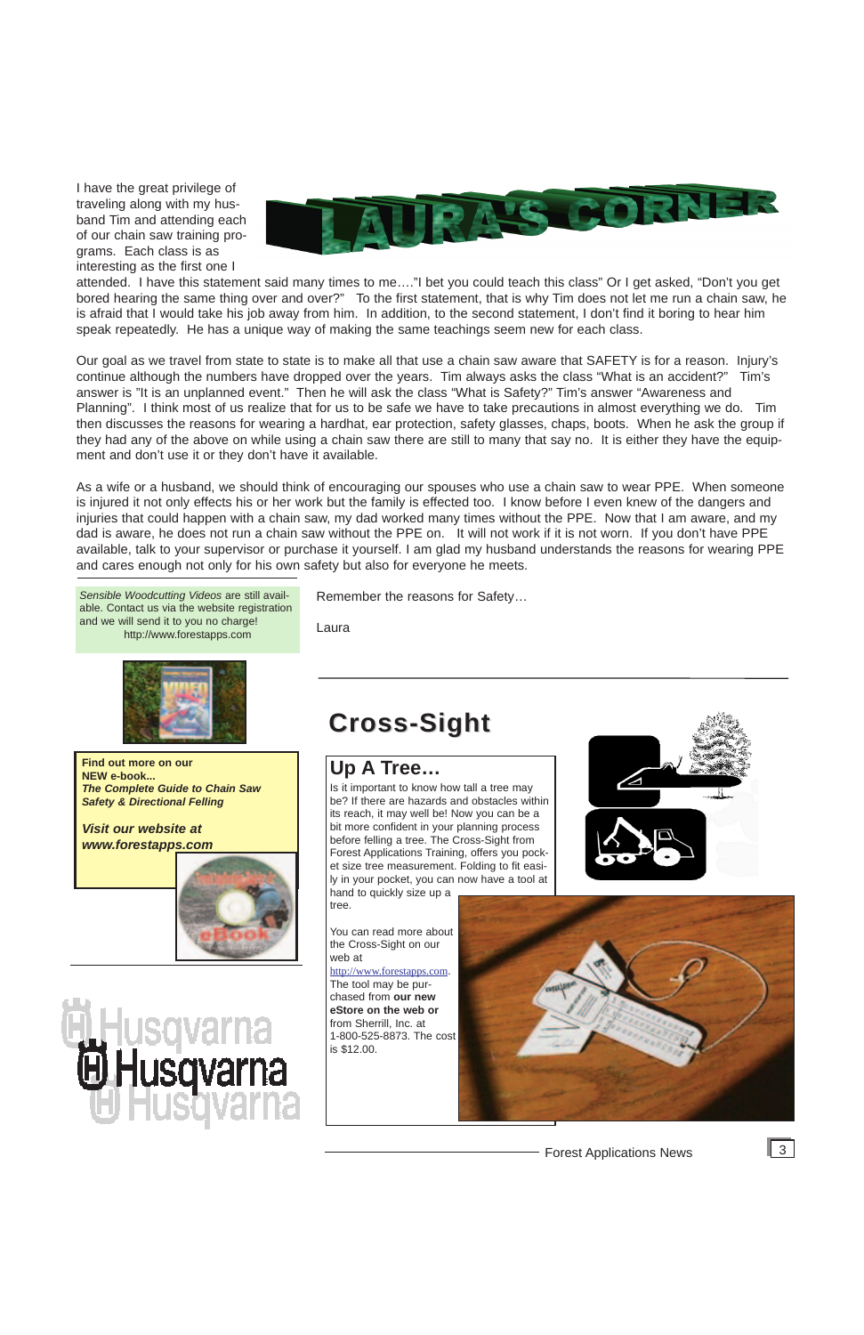# LAURA'S CORNER

I have the great privilege of traveling along with my husband Tim and attending each of our chain saw training programs. Each class is as interesting as the first one I attended. I have this statement said many times to me…."I bet you could teach this class" Or I get asked, "Don't you get bored hearing the same thing over and over?" To the first statement, that is why Tim does not let me run a chain saw, he is afraid that I would take his job away from him. In addition, to the second statement, I don't find it boring to hear him speak repeatedly. He has a unique way of making the same teachings seem new for each class.

Our goal as we travel from state to state is to make all that use a chain saw aware that SAFETY is for a reason. Injury's continue although the numbers have dropped over the years. Tim always asks the class "What is an accident?" Tim's answer is "It is an unplanned event." Then he will ask the class "What is Safety?" Tim's answer "Awareness and Planning". I think most of us realize that for us to be safe we have to take precautions in almost everything we do. Tim then discusses the reasons for wearing a hardhat, ear protection, safety glasses, chaps, boots. When he ask the group if they had any of the above on while using a chain saw there are still to many that say no. It is either they have the equipment and don't use it or they don't have it available.

As a wife or a husband, we should think of encouraging our spouses who use a chain saw to wear PPE. When someone is injured it not only effects his or her work but the family is effected too. I know before I even knew of the dangers and injuries that could happen with a chain saw, my dad worked many times without the PPE. Now that I am aware, and my dad is aware, he does not run a chain saw without the PPE on. It will not work if it is not worn. If you don't have PPE available, talk to your supervisor or purchase it yourself. I am glad my husband understands the reasons for wearing PPE and cares enough not only for his own safety but also for everyone he meets.

Remember the reasons for Safety…

Laura

*Sensible Woodcutting Videos* are still available. Contact us via the website registration and we will send it to you no charge!
http://www.forestapps.com

**Find out more on our NEW e-book...**
***The Complete Guide to Chain Saw Safety & Directional Felling***

***Visit our website at www.forestapps.com***

Husqvarna

## Cross-Sight

### Up A Tree…

Is it important to know how tall a tree may be? If there are hazards and obstacles within its reach, it may well be! Now you can be a bit more confident in your planning process before felling a tree. The Cross-Sight from Forest Applications Training, offers you pocket size tree measurement. Folding to fit easily in your pocket, you can now have a tool at hand to quickly size up a tree.

You can read more about the Cross-Sight on our web at http://www.forestapps.com. The tool may be purchased from **our new eStore on the web or** from Sherrill, Inc. at 1-800-525-8873. The cost is $12.00.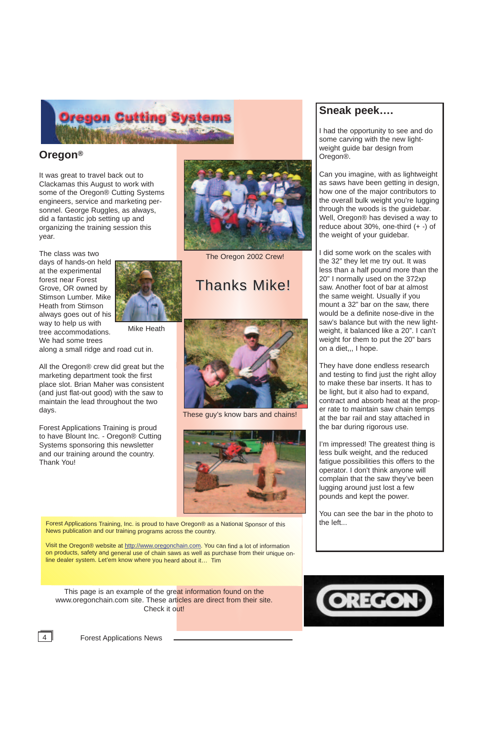Oregon Cutting Systems

## Oregon®

It was great to travel back out to Clackamas this August to work with some of the Oregon® Cutting Systems engineers, service and marketing personnel. George Ruggles, as always, did a fantastic job setting up and organizing the training session this year.

The class was two days of hands-on held at the experimental forest near Forest Grove, OR owned by Stimson Lumber. Mike Heath from Stimson always goes out of his way to help us with tree accommodations. We had some trees along a small ridge and road cut in.

Mike Heath

All the Oregon® crew did great but the marketing department took the first place slot. Brian Maher was consistent (and just flat-out good) with the saw to maintain the lead throughout the two days.

Forest Applications Training is proud to have Blount Inc. - Oregon® Cutting Systems sponsoring this newsletter and our training around the country. Thank You!

The Oregon 2002 Crew!

Thanks Mike!

These guy's know bars and chains!

## Sneak peek….

I had the opportunity to see and do some carving with the new lightweight guide bar design from Oregon®.

Can you imagine, with as lightweight as saws have been getting in design, how one of the major contributors to the overall bulk weight you're lugging through the woods is the guidebar. Well, Oregon® has devised a way to reduce about 30%, one-third (+ -) of the weight of your guidebar.

I did some work on the scales with the 32" they let me try out. It was less than a half pound more than the 20" I normally used on the 372xp saw. Another foot of bar at almost the same weight. Usually if you mount a 32" bar on the saw, there would be a definite nose-dive in the saw's balance but with the new lightweight, it balanced like a 20". I can't weight for them to put the 20" bars on a diet,,, I hope.

They have done endless research and testing to find just the right alloy to make these bar inserts. It has to be light, but it also had to expand, contract and absorb heat at the proper rate to maintain saw chain temps at the bar rail and stay attached in the bar during rigorous use.

I'm impressed! The greatest thing is less bulk weight, and the reduced fatigue possibilities this offers to the operator. I don't think anyone will complain that the saw they've been lugging around just lost a few pounds and kept the power.

You can see the bar in the photo to the left...

Forest Applications Training, Inc. is proud to have Oregon® as a National Sponsor of this News publication and our training programs across the country.

Visit the Oregon® website at http://www.oregonchain.com. You can find a lot of information on products, safety and general use of chain saws as well as purchase from their unique online dealer system. Let'em know where you heard about it… Tim

This page is an example of the great information found on the www.oregonchain.com site. These articles are direct from their site. Check it out!

OREGON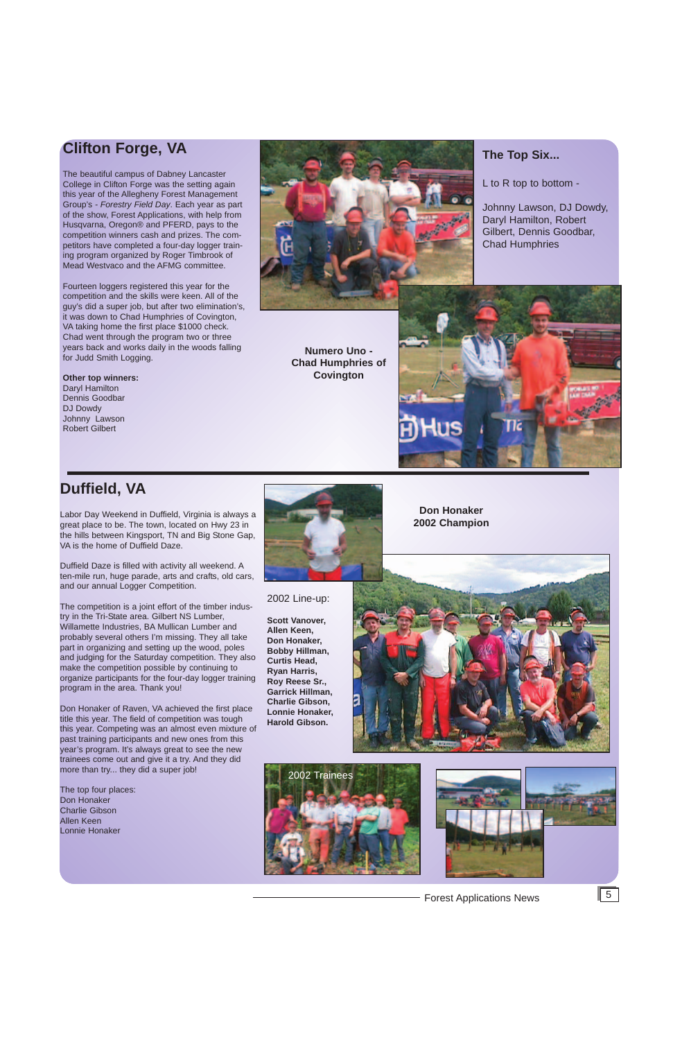## Clifton Forge, VA

The beautiful campus of Dabney Lancaster College in Clifton Forge was the setting again this year of the Allegheny Forest Management Group's - *Forestry Field Day*. Each year as part of the show, Forest Applications, with help from Husqvarna, Oregon® and PFERD, pays to the competition winners cash and prizes. The competitors have completed a four-day logger training program organized by Roger Timbrook of Mead Westvaco and the AFMG committee.

Fourteen loggers registered this year for the competition and the skills were keen. All of the guy's did a super job, but after two elimination's, it was down to Chad Humphries of Covington, VA taking home the first place $1000 check. Chad went through the program two or three years back and works daily in the woods falling for Judd Smith Logging.

**Other top winners:**
Daryl Hamilton
Dennis Goodbar
DJ Dowdy
Johnny Lawson
Robert Gilbert

**The Top Six...**

L to R top to bottom -

Johnny Lawson, DJ Dowdy, Daryl Hamilton, Robert Gilbert, Dennis Goodbar, Chad Humphries

**Numero Uno - Chad Humphries of Covington**

## Duffield, VA

Labor Day Weekend in Duffield, Virginia is always a great place to be. The town, located on Hwy 23 in the hills between Kingsport, TN and Big Stone Gap, VA is the home of Duffield Daze.

Duffield Daze is filled with activity all weekend. A ten-mile run, huge parade, arts and crafts, old cars, and our annual Logger Competition.

The competition is a joint effort of the timber industry in the Tri-State area. Gilbert NS Lumber, Willamette Industries, BA Mullican Lumber and probably several others I'm missing. They all take part in organizing and setting up the wood, poles and judging for the Saturday competition. They also make the competition possible by continuing to organize participants for the four-day logger training program in the area. Thank you!

Don Honaker of Raven, VA achieved the first place title this year. The field of competition was tough this year. Competing was an almost even mixture of past training participants and new ones from this year's program. It's always great to see the new trainees come out and give it a try. And they did more than try... they did a super job!

The top four places:
Don Honaker
Charlie Gibson
Allen Keen
Lonnie Honaker

**Don Honaker 2002 Champion**

2002 Line-up:

**Scott Vanover, Allen Keen, Don Honaker, Bobby Hillman, Curtis Head, Ryan Harris, Roy Reese Sr., Garrick Hillman, Charlie Gibson, Lonnie Honaker, Harold Gibson.**

2002 Trainees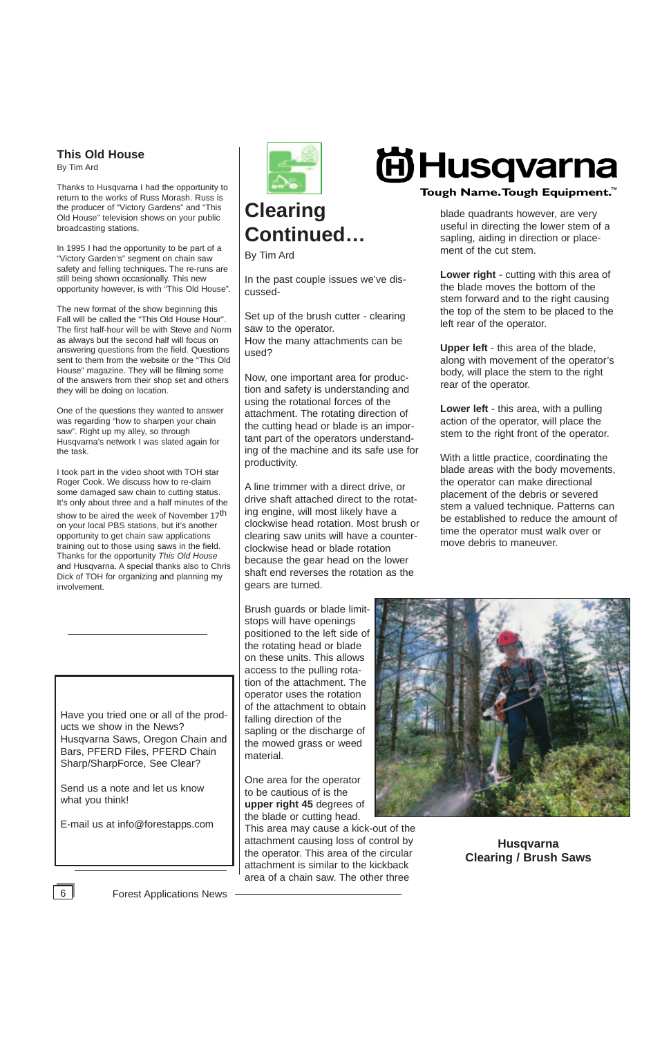## This Old House

By Tim Ard

Thanks to Husqvarna I had the opportunity to return to the works of Russ Morash. Russ is the producer of "Victory Gardens" and "This Old House" television shows on your public broadcasting stations.

In 1995 I had the opportunity to be part of a "Victory Garden's" segment on chain saw safety and felling techniques. The re-runs are still being shown occasionally. This new opportunity however, is with "This Old House".

The new format of the show beginning this Fall will be called the "This Old House Hour". The first half-hour will be with Steve and Norm as always but the second half will focus on answering questions from the field. Questions sent to them from the website or the "This Old House" magazine. They will be filming some of the answers from their shop set and others they will be doing on location.

One of the questions they wanted to answer was regarding "how to sharpen your chain saw". Right up my alley, so through Husqvarna's network I was slated again for the task.

I took part in the video shoot with TOH star Roger Cook. We discuss how to re-claim some damaged saw chain to cutting status. It's only about three and a half minutes of the show to be aired the week of November 17th on your local PBS stations, but it's another opportunity to get chain saw applications training out to those using saws in the field. Thanks for the opportunity *This Old House* and Husqvarna. A special thanks also to Chris Dick of TOH for organizing and planning my involvement.

---

Have you tried one or all of the products we show in the News? Husqvarna Saws, Oregon Chain and Bars, PFERD Files, PFERD Chain Sharp/SharpForce, See Clear?

Send us a note and let us know what you think!

E-mail us at info@forestapps.com

---

## Clearing Continued…

By Tim Ard

In the past couple issues we've discussed-

Set up of the brush cutter - clearing saw to the operator.
How the many attachments can be used?

Now, one important area for production and safety is understanding and using the rotational forces of the attachment. The rotating direction of the cutting head or blade is an important part of the operators understanding of the machine and its safe use for productivity.

A line trimmer with a direct drive, or drive shaft attached direct to the rotating engine, will most likely have a clockwise head rotation. Most brush or clearing saw units will have a counter-clockwise head or blade rotation because the gear head on the lower shaft end reverses the rotation as the gears are turned.

Brush guards or blade limit-stops will have openings positioned to the left side of the rotating head or blade on these units. This allows access to the pulling rotation of the attachment. The operator uses the rotation of the attachment to obtain falling direction of the sapling or the discharge of the mowed grass or weed material.

One area for the operator to be cautious of is the **upper right 45** degrees of the blade or cutting head. This area may cause a kick-out of the attachment causing loss of control by the operator. This area of the circular attachment is similar to the kickback area of a chain saw. The other three blade quadrants however, are very useful in directing the lower stem of a sapling, aiding in direction or placement of the cut stem.

**Lower right** - cutting with this area of the blade moves the bottom of the stem forward and to the right causing the top of the stem to be placed to the left rear of the operator.

**Upper left** - this area of the blade, along with movement of the operator's body, will place the stem to the right rear of the operator.

**Lower left** - this area, with a pulling action of the operator, will place the stem to the right front of the operator.

With a little practice, coordinating the blade areas with the body movements, the operator can make directional placement of the debris or severed stem a valued technique. Patterns can be established to reduce the amount of time the operator must walk over or move debris to maneuver.

**Husqvarna Clearing / Brush Saws**

Husqvarna
Tough Name. Tough Equipment.™

Forest Applications News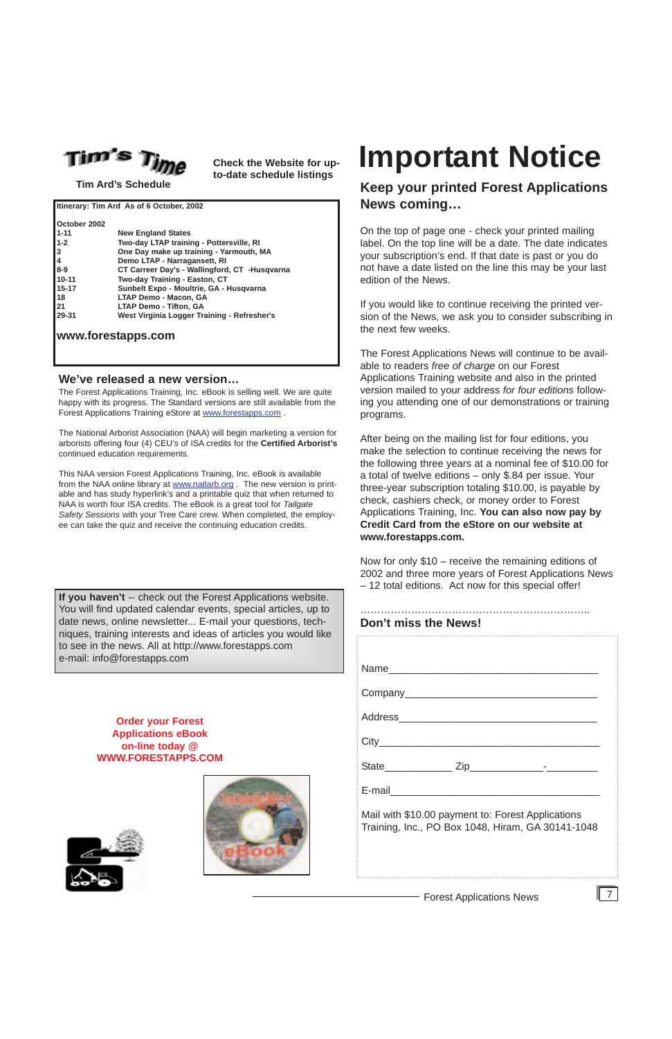# Tim's Time

Tim Ard's Schedule

**Check the Website for up-to-date schedule listings**

Itinerary: Tim Ard As of 6 October, 2002

| | |
|---|---|
| **October 2002** | |
| **1-11** | **New England States** |
| **1-2** | **Two-day LTAP training - Pottersville, RI** |
| **3** | **One Day make up training - Yarmouth, MA** |
| **4** | **Demo LTAP - Narragansett, RI** |
| **8-9** | **CT Carreer Day's - Wallingford, CT -Husqvarna** |
| **10-11** | **Two-day Training - Easton, CT** |
| **15-17** | **Sunbelt Expo - Moultrie, GA - Husqvarna** |
| **18** | **LTAP Demo - Macon, GA** |
| **21** | **LTAP Demo - Tifton, GA** |
| **29-31** | **West Virginia Logger Training - Refresher's** |

**www.forestapps.com**

## We've released a new version…

The Forest Applications Training, Inc. eBook is selling well. We are quite happy with its progress. The Standard versions are still available from the Forest Applications Training eStore at www.forestapps.com .

The National Arborist Association (NAA) will begin marketing a version for arborists offering four (4) CEU's of ISA credits for the **Certified Arborist's** continued education requirements.

This NAA version Forest Applications Training, Inc. eBook is available from the NAA online library at www.natlarb.org . The new version is printable and has study hyperlink's and a printable quiz that when returned to NAA is worth four ISA credits. The eBook is a great tool for *Tailgate Safety Sessions* with your Tree Care crew. When completed, the employee can take the quiz and receive the continuing education credits.

**If you haven't** -- check out the Forest Applications website. You will find updated calendar events, special articles, up to date news, online newsletter... E-mail your questions, techniques, training interests and ideas of articles you would like to see in the news. All at http://www.forestapps.com
e-mail: info@forestapps.com

**Order your Forest Applications eBook on-line today @ WWW.FORESTAPPS.COM**

# Important Notice

## Keep your printed Forest Applications News coming…

On the top of page one - check your printed mailing label. On the top line will be a date. The date indicates your subscription's end. If that date is past or you do not have a date listed on the line this may be your last edition of the News.

If you would like to continue receiving the printed version of the News, we ask you to consider subscribing in the next few weeks.

The Forest Applications News will continue to be available to readers *free of charge* on our Forest Applications Training website and also in the printed version mailed to your address *for four editions* following you attending one of our demonstrations or training programs.

After being on the mailing list for four editions, you make the selection to continue receiving the news for the following three years at a nominal fee of $10.00 for a total of twelve editions – only $.84 per issue. Your three-year subscription totaling $10.00, is payable by check, cashiers check, or money order to Forest Applications Training, Inc. **You can also now pay by Credit Card from the eStore on our website at www.forestapps.com.**

Now for only $10 – receive the remaining editions of 2002 and three more years of Forest Applications News – 12 total editions. Act now for this special offer!

……………………………………………………………..

### Don't miss the News!

Name\_\_\_\_\_\_\_\_\_\_\_\_\_\_\_\_\_\_\_\_\_\_\_\_\_\_\_\_\_\_\_\_\_\_\_\_

Company\_\_\_\_\_\_\_\_\_\_\_\_\_\_\_\_\_\_\_\_\_\_\_\_\_\_\_\_\_\_\_\_\_

Address\_\_\_\_\_\_\_\_\_\_\_\_\_\_\_\_\_\_\_\_\_\_\_\_\_\_\_\_\_\_\_\_\_\_

City\_\_\_\_\_\_\_\_\_\_\_\_\_\_\_\_\_\_\_\_\_\_\_\_\_\_\_\_\_\_\_\_\_\_\_\_\_\_

State\_\_\_\_\_\_\_\_\_\_\_\_ Zip\_\_\_\_\_\_\_\_\_\_\_\_\_-\_\_\_\_\_\_\_\_\_

E-mail\_\_\_\_\_\_\_\_\_\_\_\_\_\_\_\_\_\_\_\_\_\_\_\_\_\_\_\_\_\_\_\_\_\_\_\_

Mail with $10.00 payment to: Forest Applications Training, Inc., PO Box 1048, Hiram, GA 30141-1048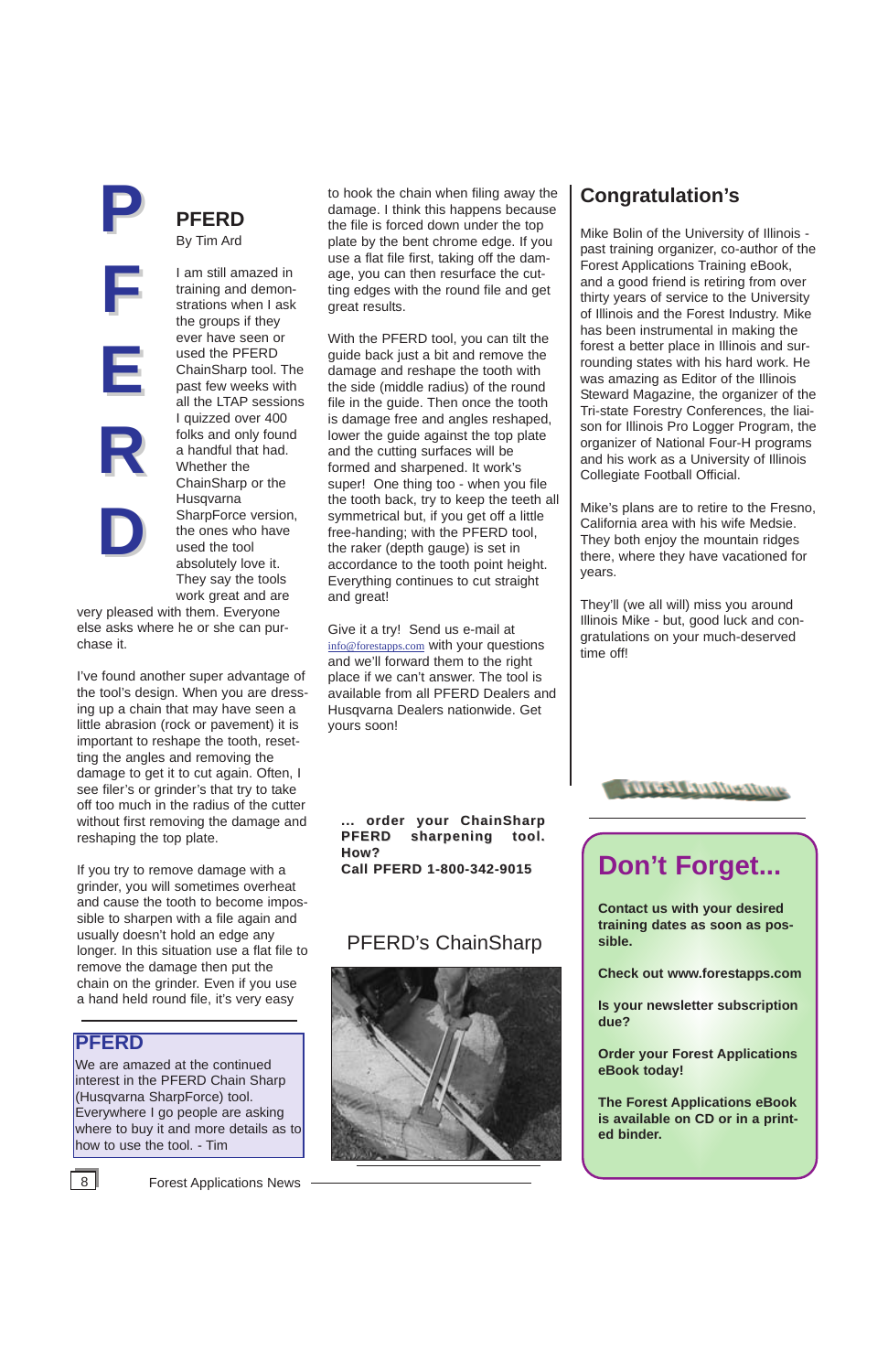# PFERD

By Tim Ard

I am still amazed in training and demonstrations when I ask the groups if they ever have seen or used the PFERD ChainSharp tool. The past few weeks with all the LTAP sessions I quizzed over 400 folks and only found a handful that had. Whether the ChainSharp or the Husqvarna SharpForce version, the ones who have used the tool absolutely love it. They say the tools work great and are very pleased with them. Everyone else asks where he or she can purchase it.

I've found another super advantage of the tool's design. When you are dressing up a chain that may have seen a little abrasion (rock or pavement) it is important to reshape the tooth, resetting the angles and removing the damage to get it to cut again. Often, I see filer's or grinder's that try to take off too much in the radius of the cutter without first removing the damage and reshaping the top plate.

If you try to remove damage with a grinder, you will sometimes overheat and cause the tooth to become impossible to sharpen with a file again and usually doesn't hold an edge any longer. In this situation use a flat file to remove the damage then put the chain on the grinder. Even if you use a hand held round file, it's very easy to hook the chain when filing away the damage. I think this happens because the file is forced down under the top plate by the bent chrome edge. If you use a flat file first, taking off the damage, you can then resurface the cutting edges with the round file and get great results.

With the PFERD tool, you can tilt the guide back just a bit and remove the damage and reshape the tooth with the side (middle radius) of the round file in the guide. Then once the tooth is damage free and angles reshaped, lower the guide against the top plate and the cutting surfaces will be formed and sharpened. It work's super! One thing too - when you file the tooth back, try to keep the teeth all symmetrical but, if you get off a little free-handing; with the PFERD tool, the raker (depth gauge) is set in accordance to the tooth point height. Everything continues to cut straight and great!

Give it a try! Send us e-mail at info@forestapps.com with your questions and we'll forward them to the right place if we can't answer. The tool is available from all PFERD Dealers and Husqvarna Dealers nationwide. Get yours soon!

**... order your ChainSharp PFERD sharpening tool. How?**
**Call PFERD 1-800-342-9015**

PFERD's ChainSharp

## PFERD

We are amazed at the continued interest in the PFERD Chain Sharp (Husqvarna SharpForce) tool. Everywhere I go people are asking where to buy it and more details as to how to use the tool. - Tim

## Congratulation's

Mike Bolin of the University of Illinois - past training organizer, co-author of the Forest Applications Training eBook, and a good friend is retiring from over thirty years of service to the University of Illinois and the Forest Industry. Mike has been instrumental in making the forest a better place in Illinois and surrounding states with his hard work. He was amazing as Editor of the Illinois Steward Magazine, the organizer of the Tri-state Forestry Conferences, the liaison for Illinois Pro Logger Program, the organizer of National Four-H programs and his work as a University of Illinois Collegiate Football Official.

Mike's plans are to retire to the Fresno, California area with his wife Medsie. They both enjoy the mountain ridges there, where they have vacationed for years.

They'll (we all will) miss you around Illinois Mike - but, good luck and congratulations on your much-deserved time off!

## Don't Forget...

**Contact us with your desired training dates as soon as possible.**

**Check out www.forestapps.com**

**Is your newsletter subscription due?**

**Order your Forest Applications eBook today!**

**The Forest Applications eBook is available on CD or in a printed binder.**